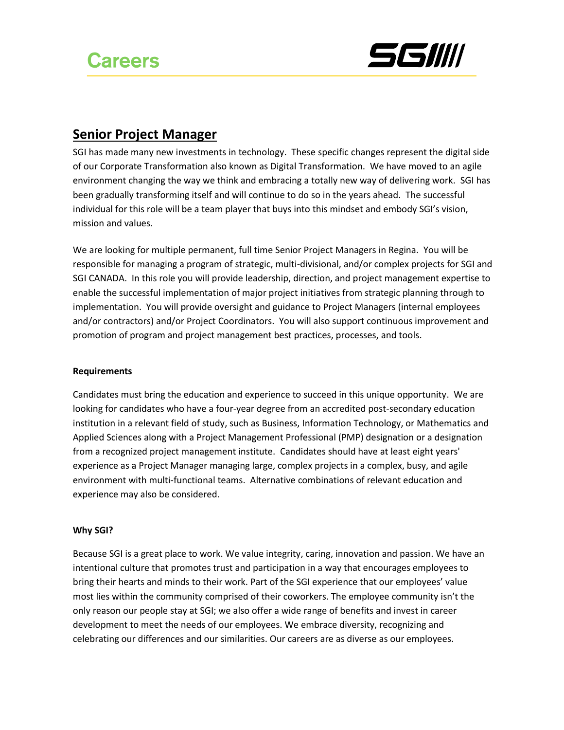# Careers

## Senior Project Manager

SGI has made many new investments in technology. These specific changes represent the digital side of our Corporate Transformation also known as Digital Transformation. We have moved to an agile environment changing the way we think and embracing a totally new way of delivering work. SGI has been gradually transforming itself and will continue to do so in the years ahead. The successful individual for this role will be a team player that buys into this mindset and embody SGI's vision, mission and values.

We are looking for multiple permanent, full time Senior Project Managers in Regina. You will be responsible for managing a program of strategic, multi-divisional, and/or complex projects for SGI and SGI CANADA. In this role you will provide leadership, direction, and project management expertise to enable the successful implementation of major project initiatives from strategic planning through to implementation. You will provide oversight and guidance to Project Managers (internal employees and/or contractors) and/or Project Coordinators. You will also support continuous improvement and promotion of program and project management best practices, processes, and tools.

**Requirements**

Candidates must bring the education and experience to succeed in this unique opportunity. We are looking for candidates who have a four-year degree from an accredited post-secondary education institution in a relevant field of study, such as Business, Information Technology, or Mathematics and Applied Sciences along with a Project Management Professional (PMP) designation or a designation from a recognized project management institute. Candidates should have at least eight years' experience as a Project Manager managing large, complex projects in a complex, busy, and agile environment with multi-functional teams. Alternative combinations of relevant education and experience may also be considered.

**Why SGI?**

Because SGI is a great place to work. We value integrity, caring, innovation and passion. We have an intentional culture that promotes trust and participation in a way that encourages employees to bring their hearts and minds to their work. Part of the SGI experience that our employees' value most lies within the community comprised of their coworkers. The employee community isn't the only reason our people stay at SGI; we also offer a wide range of benefits and invest in career development to meet the needs of our employees. We embrace diversity, recognizing and celebrating our differences and our similarities. Our careers are as diverse as our employees.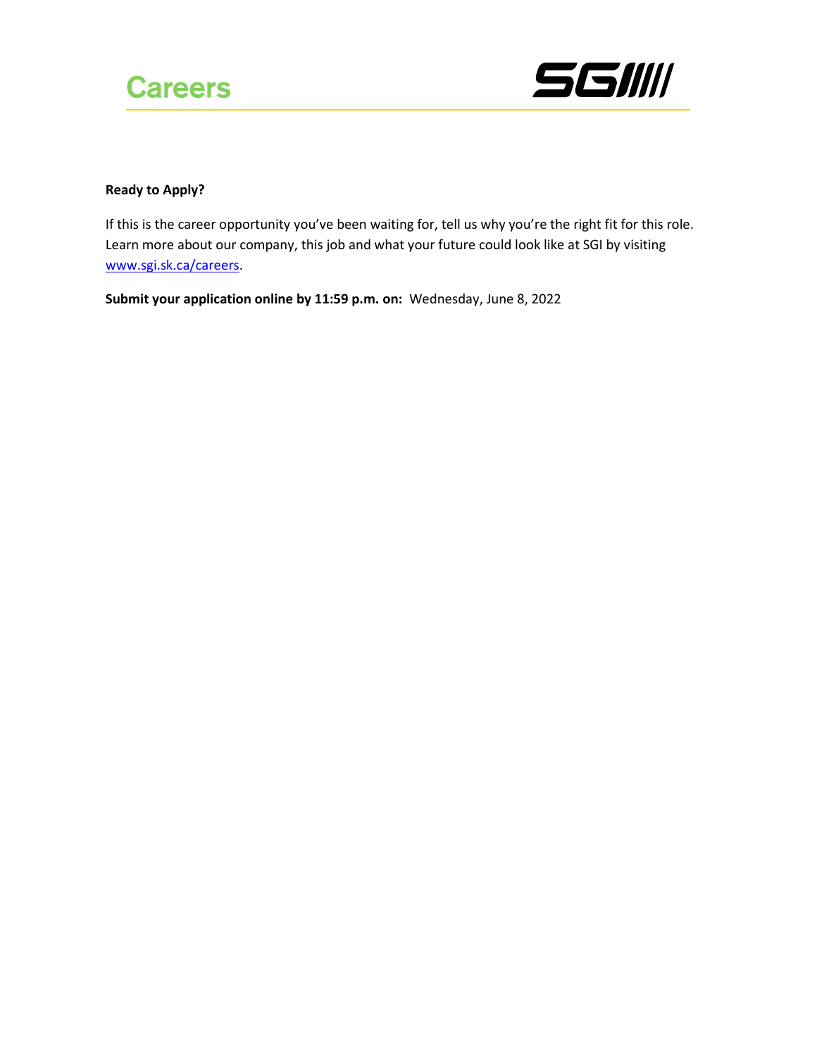**Ready to Apply?**

If this is the career opportunity you've been waiting for, tell us why you're the right fit for this role. Learn more about our company, this job and what your future could look like at SGI by visiting www.sgi.sk.ca/careers.

**Submit your application online by 11:59 p.m. on:** Wednesday, June 8, 2022